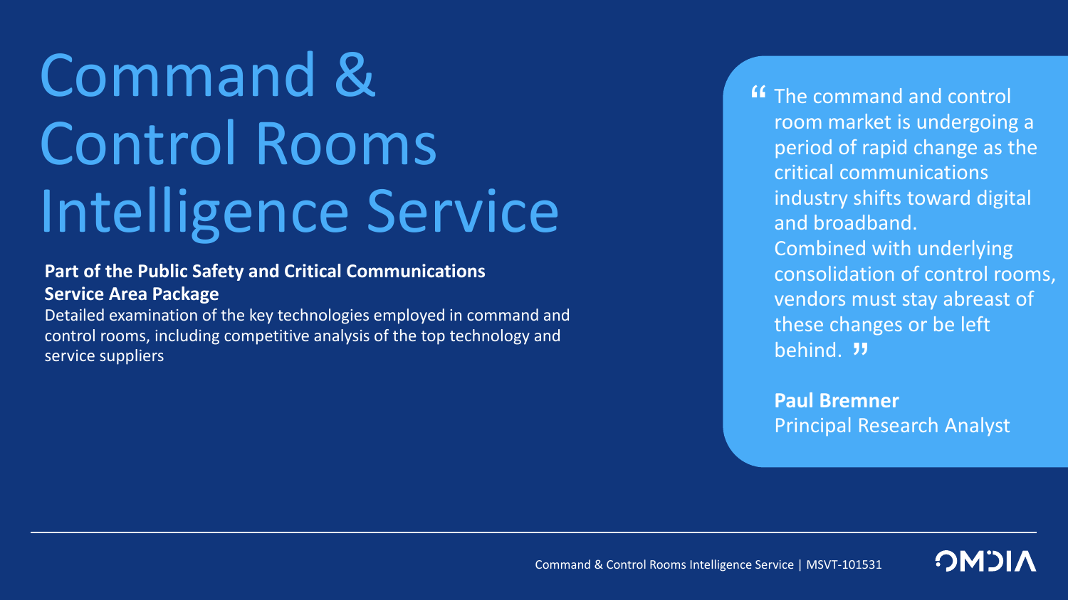# Command & Control Rooms Intelligence Service

**Part of the Public Safety and Critical Communications Service Area Package**

Detailed examination of the key technologies employed in command and control rooms, including competitive analysis of the top technology and service suppliers

> "The command and control room market is undergoing a period of rapid change as the critical communications industry shifts toward digital and broadband.
> Combined with underlying consolidation of control rooms, vendors must stay abreast of these changes or be left behind."
>
> **Paul Bremner**
> Principal Research Analyst

Command & Control Rooms Intelligence Service | MSVT-101531

OMDIA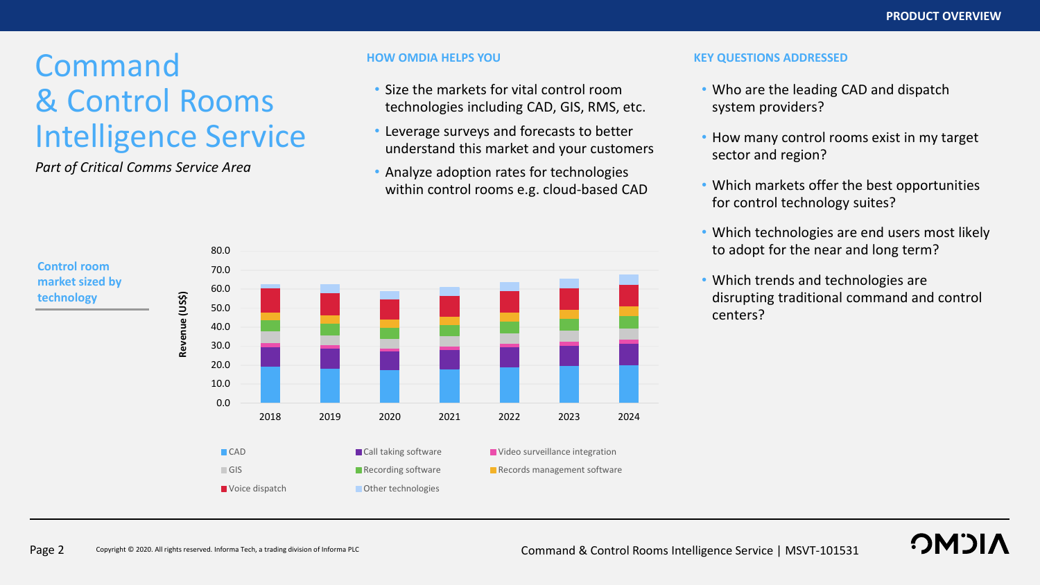# Command & Control Rooms Intelligence Service

*Part of Critical Comms Service Area*

## HOW OMDIA HELPS YOU

- Size the markets for vital control room technologies including CAD, GIS, RMS, etc.
- Leverage surveys and forecasts to better understand this market and your customers
- Analyze adoption rates for technologies within control rooms e.g. cloud-based CAD

## KEY QUESTIONS ADDRESSED

- Who are the leading CAD and dispatch system providers?
- How many control rooms exist in my target sector and region?
- Which markets offer the best opportunities for control technology suites?
- Which technologies are end users most likely to adopt for the near and long term?
- Which trends and technologies are disrupting traditional command and control centers?

**Control room market sized by technology**

Revenue (US$)

Years: 2018, 2019, 2020, 2021, 2022, 2023, 2024

Legend: CAD, Call taking software, Video surveillance integration, GIS, Recording software, Records management software, Voice dispatch, Other technologies

Command & Control Rooms Intelligence Service | MSVT-101531

Copyright © 2020. All rights reserved. Informa Tech, a trading division of Informa PLC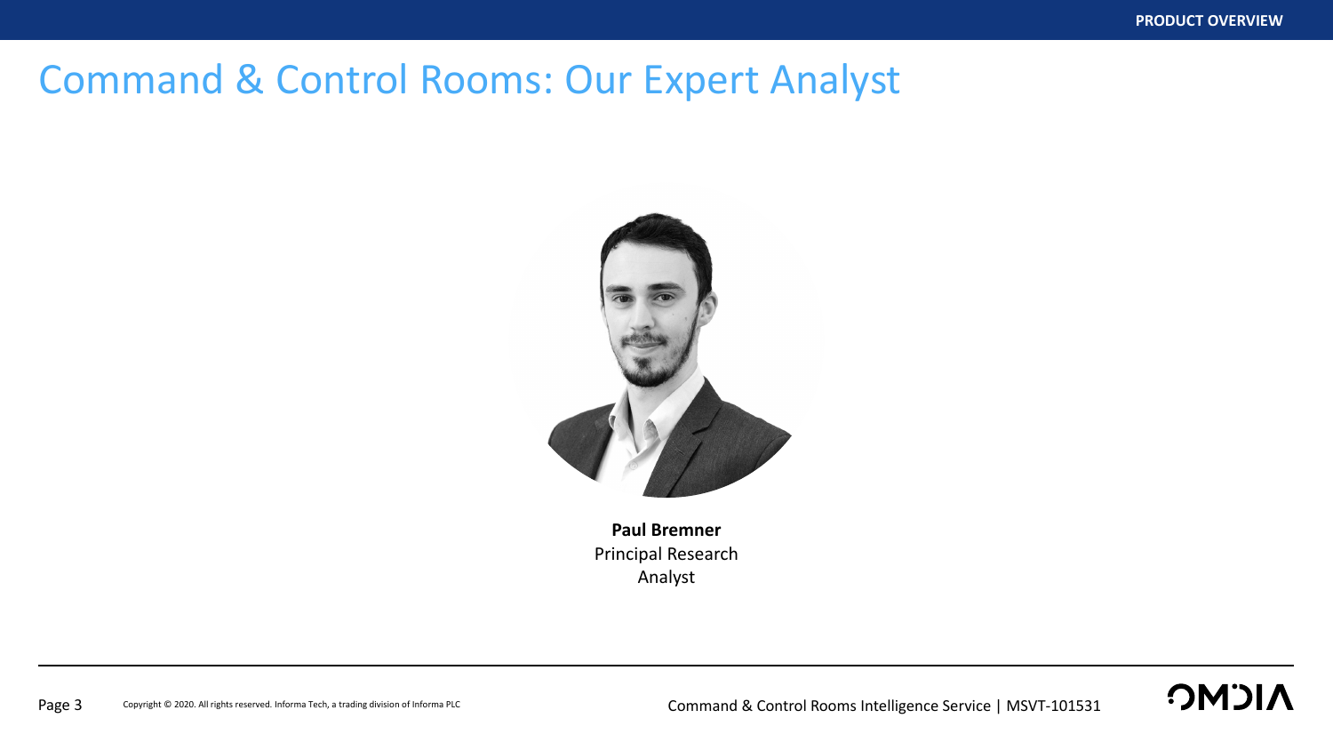# Command & Control Rooms: Our Expert Analyst

**Paul Bremner**
Principal Research Analyst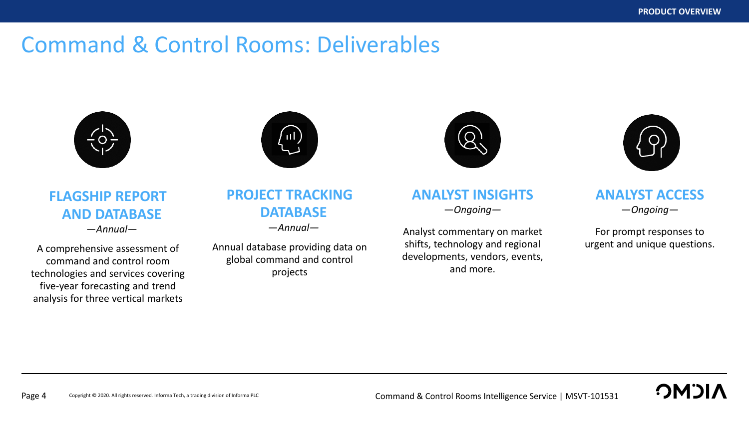# Command & Control Rooms: Deliverables

### FLAGSHIP REPORT AND DATABASE

*—Annual—*

A comprehensive assessment of command and control room technologies and services covering five-year forecasting and trend analysis for three vertical markets

### PROJECT TRACKING DATABASE

*—Annual—*

Annual database providing data on global command and control projects

### ANALYST INSIGHTS

*—Ongoing—*

Analyst commentary on market shifts, technology and regional developments, vendors, events, and more.

### ANALYST ACCESS

*—Ongoing—*

For prompt responses to urgent and unique questions.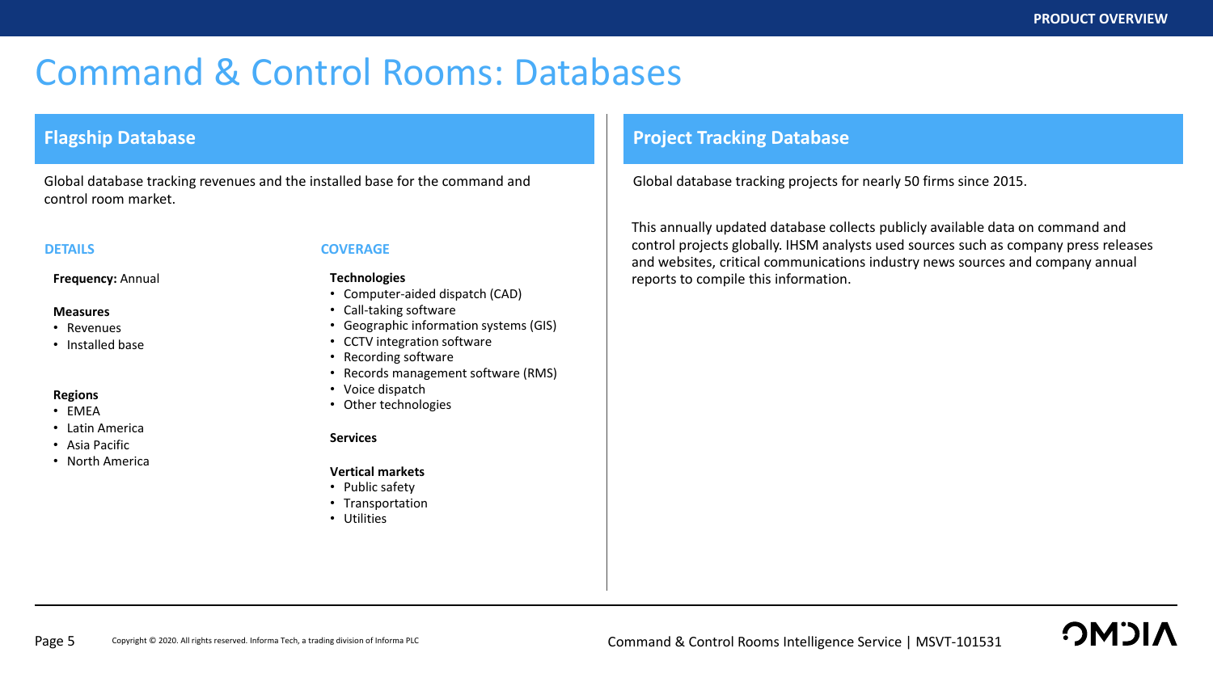# Command & Control Rooms: Databases

## Flagship Database

Global database tracking revenues and the installed base for the command and control room market.

### DETAILS

**Frequency:** Annual

**Measures**

- Revenues
- Installed base

**Regions**

- EMEA
- Latin America
- Asia Pacific
- North America

### COVERAGE

**Technologies**

- Computer-aided dispatch (CAD)
- Call-taking software
- Geographic information systems (GIS)
- CCTV integration software
- Recording software
- Records management software (RMS)
- Voice dispatch
- Other technologies

**Services**

**Vertical markets**

- Public safety
- Transportation
- Utilities

## Project Tracking Database

Global database tracking projects for nearly 50 firms since 2015.

This annually updated database collects publicly available data on command and control projects globally. IHSM analysts used sources such as company press releases and websites, critical communications industry news sources and company annual reports to compile this information.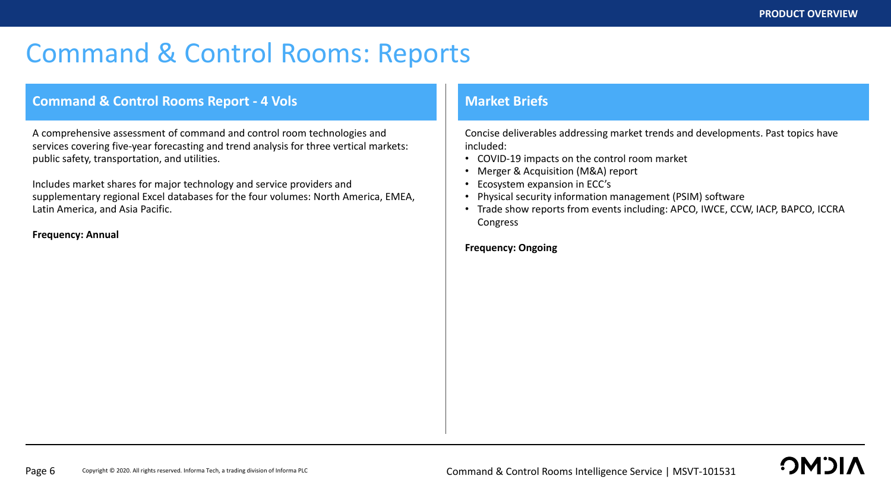# Command & Control Rooms: Reports

## Command & Control Rooms Report - 4 Vols

A comprehensive assessment of command and control room technologies and services covering five-year forecasting and trend analysis for three vertical markets: public safety, transportation, and utilities.

Includes market shares for major technology and service providers and supplementary regional Excel databases for the four volumes: North America, EMEA, Latin America, and Asia Pacific.

**Frequency: Annual**

## Market Briefs

Concise deliverables addressing market trends and developments. Past topics have included:

- COVID-19 impacts on the control room market
- Merger & Acquisition (M&A) report
- Ecosystem expansion in ECC's
- Physical security information management (PSIM) software
- Trade show reports from events including: APCO, IWCE, CCW, IACP, BAPCO, ICCRA Congress

**Frequency: Ongoing**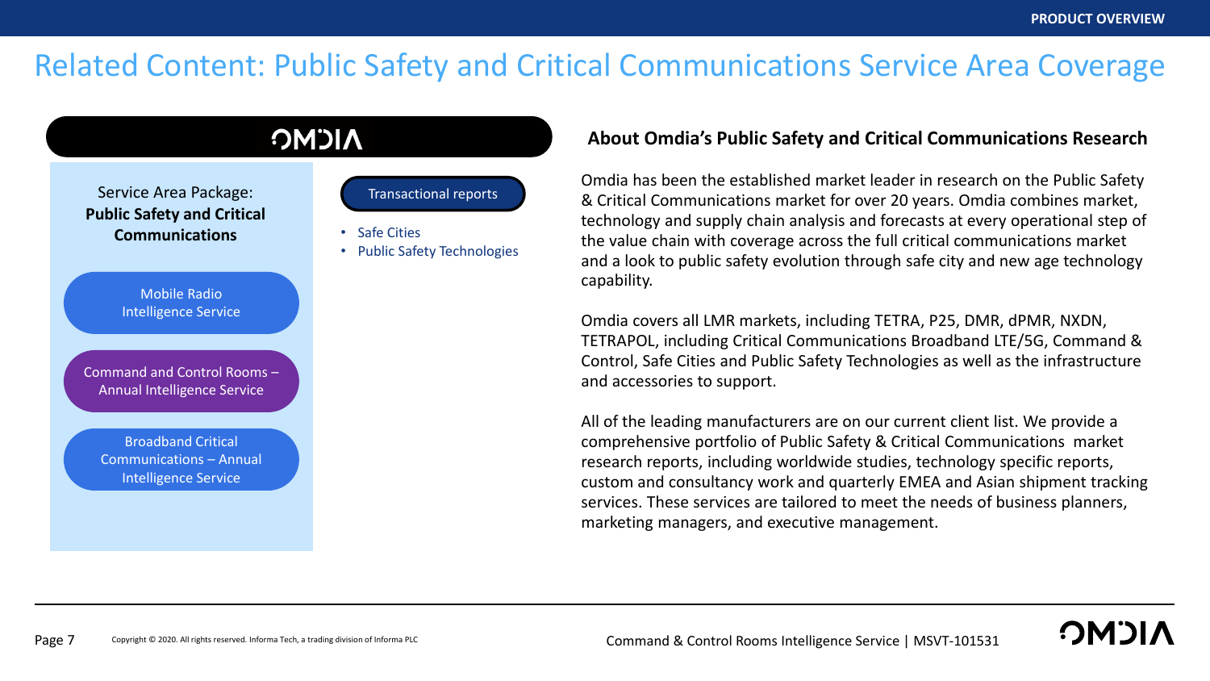# Related Content: Public Safety and Critical Communications Service Area Coverage

OMDIA

Service Area Package:
**Public Safety and Critical Communications**

- Mobile Radio Intelligence Service
- Command and Control Rooms – Annual Intelligence Service
- Broadband Critical Communications – Annual Intelligence Service

Transactional reports

- Safe Cities
- Public Safety Technologies

## About Omdia's Public Safety and Critical Communications Research

Omdia has been the established market leader in research on the Public Safety & Critical Communications market for over 20 years. Omdia combines market, technology and supply chain analysis and forecasts at every operational step of the value chain with coverage across the full critical communications market and a look to public safety evolution through safe city and new age technology capability.

Omdia covers all LMR markets, including TETRA, P25, DMR, dPMR, NXDN, TETRAPOL, including Critical Communications Broadband LTE/5G, Command & Control, Safe Cities and Public Safety Technologies as well as the infrastructure and accessories to support.

All of the leading manufacturers are on our current client list. We provide a comprehensive portfolio of Public Safety & Critical Communications market research reports, including worldwide studies, technology specific reports, custom and consultancy work and quarterly EMEA and Asian shipment tracking services. These services are tailored to meet the needs of business planners, marketing managers, and executive management.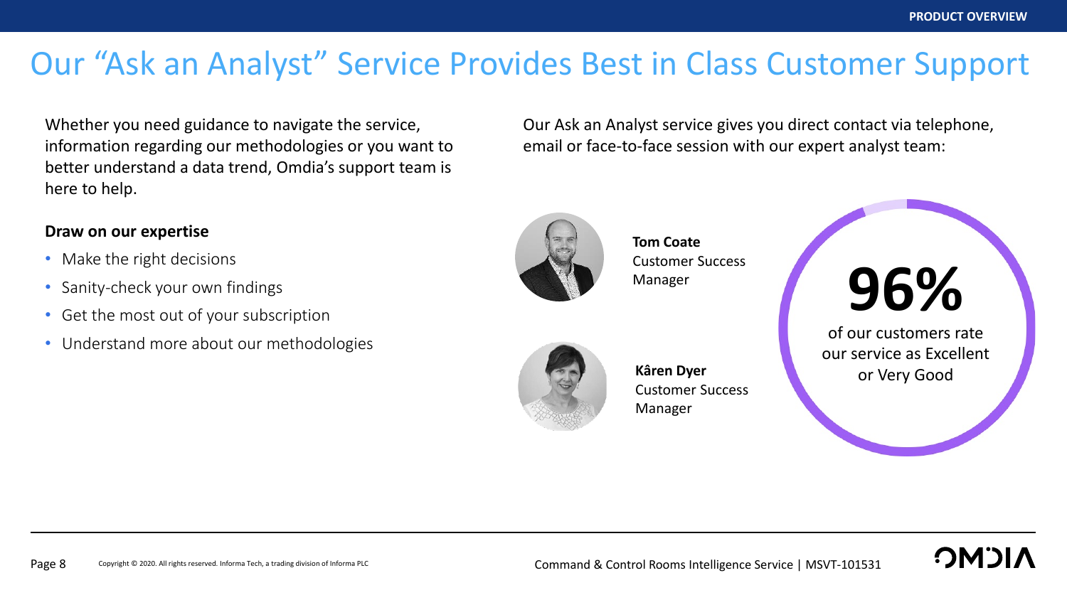# Our "Ask an Analyst" Service Provides Best in Class Customer Support

Whether you need guidance to navigate the service, information regarding our methodologies or you want to better understand a data trend, Omdia's support team is here to help.

**Draw on our expertise**

- Make the right decisions
- Sanity-check your own findings
- Get the most out of your subscription
- Understand more about our methodologies

Our Ask an Analyst service gives you direct contact via telephone, email or face-to-face session with our expert analyst team:

**Tom Coate**
Customer Success Manager

**Kâren Dyer**
Customer Success Manager

**96%**

of our customers rate our service as Excellent or Very Good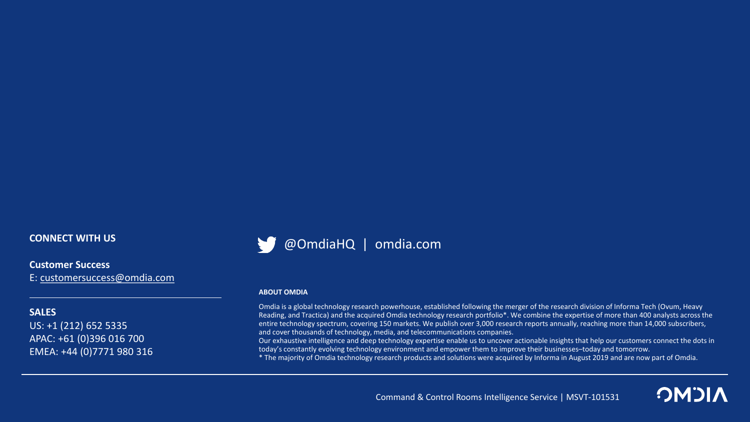**CONNECT WITH US**

**Customer Success**
E: customersuccess@omdia.com

**SALES**
US: +1 (212) 652 5335
APAC: +61 (0)396 016 700
EMEA: +44 (0)7771 980 316

@OmdiaHQ | omdia.com

**ABOUT OMDIA**

Omdia is a global technology research powerhouse, established following the merger of the research division of Informa Tech (Ovum, Heavy Reading, and Tractica) and the acquired Omdia technology research portfolio*. We combine the expertise of more than 400 analysts across the entire technology spectrum, covering 150 markets. We publish over 3,000 research reports annually, reaching more than 14,000 subscribers, and cover thousands of technology, media, and telecommunications companies.
Our exhaustive intelligence and deep technology expertise enable us to uncover actionable insights that help our customers connect the dots in today's constantly evolving technology environment and empower them to improve their businesses–today and tomorrow.
* The majority of Omdia technology research products and solutions were acquired by Informa in August 2019 and are now part of Omdia.

Command & Control Rooms Intelligence Service | MSVT-101531